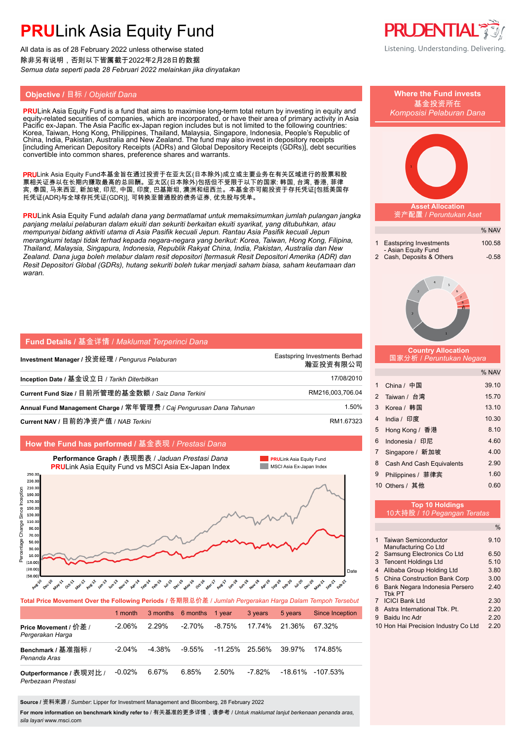# PRULink Asia Equity Fund

All data is as of 28 February 2022 unless otherwise stated
除非另有说明，否则以下皆属截于2022年2月28日的数据
*Semua data seperti pada 28 Februari 2022 melainkan jika dinyatakan*

## Objective / 目标 / *Objektif Dana*

**PRU**Link Asia Equity Fund is a fund that aims to maximise long-term total return by investing in equity and equity-related securities of companies, which are incorporated, or have their area of primary activity in Asia Pacific ex-Japan. The Asia Pacific ex-Japan region includes but is not limited to the following countries: Korea, Taiwan, Hong Kong, Philippines, Thailand, Malaysia, Singapore, Indonesia, People's Republic of China, India, Pakistan, Australia and New Zealand. The fund may also invest in depository receipts [including American Depository Receipts (ADRs) and Global Depository Receipts (GDRs)], debt securities convertible into common shares, preference shares and warrants.

**PRU**Link Asia Equity Fund本基金旨在通过投资于在亚太区(日本除外)成立或主要业务在有关区域进行的股票和股票相关证券以在长期内赚取最高的总回酬。亚太区(日本除外)包括但不受限于以下的国家: 韩国, 台湾, 香港, 菲律宾, 泰国, 马来西亚, 新加坡, 印尼, 中国, 印度, 巴基斯坦, 澳洲和纽西兰。本基金亦可能投资于存托凭证[包括美国存托凭证(ADR)与全球存托凭证(GDR)], 可转换至普通股的债务证券, 优先股与凭单。

**PRU**Link Asia Equity Fund *adalah dana yang bertamatlamat untuk memaksimumkan jumlah pulangan jangka panjang melalui pelaburan dalam ekuiti dan sekuriti berkaitan ekuiti syarikat, yang ditubuhkan, atau mempunyai bidang aktiviti utama di Asia Pasifik kecuali Jepun. Rantau Asia Pasifik kecuali Jepun merangkumi tetapi tidak terhad kepada negara-negara yang berikut: Korea, Taiwan, Hong Kong, Filipina, Thailand, Malaysia, Singapura, Indonesia, Republik Rakyat China, India, Pakistan, Australia dan New Zealand. Dana juga boleh melabur dalam resit depositori [termasuk Resit Depositori Amerika (ADR) dan Resit Depositori Global (GDRs), hutang sekuriti boleh tukar menjadi saham biasa, saham keutamaan dan waran.*

## Fund Details / 基金详情 / *Maklumat Terperinci Dana*

| | |
|---|---|
| **Investment Manager** / 投资经理 / *Pengurus Pelaburan* | Eastspring Investments Berhad 瀚亚投资有限公司 |
| **Inception Date** / 基金设立日 / *Tarikh Diterbitkan* | 17/08/2010 |
| **Current Fund Size** / 目前所管理的基金数额 / *Saiz Dana Terkini* | RM216,003,706.04 |
| **Annual Fund Management Charge** / 常年管理费 / *Caj Pengurusan Dana Tahunan* | 1.50% |
| **Current NAV** / 目前的净资产值 / *NAB Terkini* | RM1.67323 |

## How the Fund has performed / 基金表现 / *Prestasi Dana*

**Performance Graph** / 表现图表 / *Jaduan Prestasi Dana*
**PRU**Link Asia Equity Fund vs MSCI Asia Ex-Japan Index

**Total Price Movement Over the Following Periods / 各期限总价差 / *Jumlah Pergerakan Harga Dalam Tempoh Tersebut***

| | 1 month | 3 months | 6 months | 1 year | 3 years | 5 years | Since Inception |
|---|---|---|---|---|---|---|---|
| **Price Movement** / 价差 / *Pergerakan Harga* | -2.06% | 2.29% | -2.70% | -8.75% | 17.74% | 21.36% | 67.32% |
| **Benchmark** / 基准指标 / *Penanda Aras* | -2.04% | -4.38% | -9.55% | -11.25% | 25.56% | 39.97% | 174.85% |
| **Outperformance** / 表现对比 / *Perbezaan Prestasi* | -0.02% | 6.67% | 6.85% | 2.50% | -7.82% | -18.61% | -107.53% |

**Source** / 资料来源 / *Sumber*: Lipper for Investment Management and Bloomberg, 28 February 2022

**For more information on benchmark kindly refer to** / 有关基准的更多详情，请参考 / *Untuk maklumat lanjut berkenaan penanda aras, sila layari* www.msci.com

## Where the Fund invests / 基金投资所在 / *Komposisi Pelaburan Dana*

### Asset Allocation / 资产配置 / *Peruntukan Aset*

| | | % NAV |
|---|---|---|
| 1 | Eastspring Investments - Asian Equity Fund | 100.58 |
| 2 | Cash, Deposits & Others | -0.58 |

### Country Allocation / 国家分析 / *Peruntukan Negara*

| | | % NAV |
|---|---|---|
| 1 | China / 中国 | 39.10 |
| 2 | Taiwan / 台湾 | 15.70 |
| 3 | Korea / 韩国 | 13.10 |
| 4 | India / 印度 | 10.30 |
| 5 | Hong Kong / 香港 | 8.10 |
| 6 | Indonesia / 印尼 | 4.60 |
| 7 | Singapore / 新加坡 | 4.00 |
| 8 | Cash And Cash Equivalents | 2.90 |
| 9 | Philippines / 菲律宾 | 1.60 |
| 10 | Others / 其他 | 0.60 |

### Top 10 Holdings / 10大持股 / *10 Pegangan Teratas*

| | | % |
|---|---|---|
| 1 | Taiwan Semiconductor Manufacturing Co Ltd | 9.10 |
| 2 | Samsung Electronics Co Ltd | 6.50 |
| 3 | Tencent Holdings Ltd | 5.10 |
| 4 | Alibaba Group Holding Ltd | 3.80 |
| 5 | China Construction Bank Corp | 3.00 |
| 6 | Bank Negara Indonesia Persero Tbk PT | 2.40 |
| 7 | ICICI Bank Ltd | 2.30 |
| 8 | Astra International Tbk. Pt. | 2.20 |
| 9 | Baidu Inc Adr | 2.20 |
| 10 | Hon Hai Precision Industry Co Ltd | 2.20 |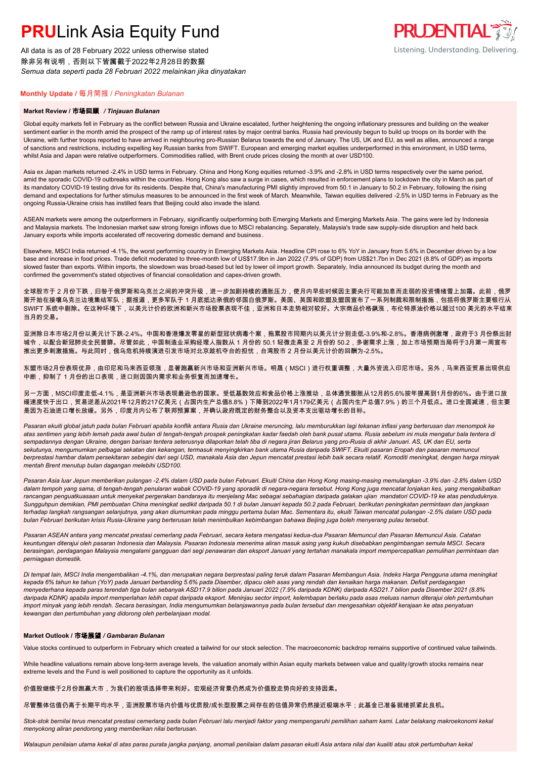# PRULink Asia Equity Fund

All data is as of 28 February 2022 unless otherwise stated
除非另有说明，否则以下皆属截于2022年2月28日的数据
*Semua data seperti pada 28 Februari 2022 melainkan jika dinyatakan*

## Monthly Update / 每月简报 / *Peningkatan Bulanan*

### Market Review / 市场回顾 / *Tinjauan Bulanan*

Global equity markets fell in February as the conflict between Russia and Ukraine escalated, further heightening the ongoing inflationary pressures and building on the weaker sentiment earlier in the month amid the prospect of the ramp up of interest rates by major central banks. Russia had previously begun to build up troops on its border with the Ukraine, with further troops reported to have arrived in neighbouring pro-Russian Belarus towards the end of January. The US, UK and EU, as well as allies, announced a range of sanctions and restrictions, including expelling key Russian banks from SWIFT. European and emerging market equities underperformed in this environment, in USD terms, whilst Asia and Japan were relative outperformers. Commodities rallied, with Brent crude prices closing the month at over USD100.

Asia ex Japan markets returned -2.4% in USD terms in February. China and Hong Kong equities returned -3.9% and -2.8% in USD terms respectively over the same period, amid the sporadic COVID-19 outbreaks within the countries. Hong Kong also saw a surge in cases, which resulted in enforcement plans to lockdown the city in March as part of its mandatory COVID-19 testing drive for its residents. Despite that, China's manufacturing PMI slightly improved from 50.1 in January to 50.2 in February, following the rising demand and expectations for further stimulus measures to be announced in the first week of March. Meanwhile, Taiwan equities delivered -2.5% in USD terms in February as the ongoing Russia-Ukraine crisis has instilled fears that Beijing could also invade the island.

ASEAN markets were among the outperformers in February, significantly outperforming both Emerging Markets and Emerging Markets Asia. The gains were led by Indonesia and Malaysia markets. The Indonesian market saw strong foreign inflows due to MSCI rebalancing. Separately, Malaysia's trade saw supply-side disruption and held back January exports while imports accelerated off recovering domestic demand and business.

Elsewhere, MSCI India returned -4.1%, the worst performing country in Emerging Markets Asia. Headline CPI rose to 6% YoY in January from 5.6% in December driven by a low base and increase in food prices. Trade deficit moderated to three-month low of US$17.9bn in Jan 2022 (7.9% of GDP) from US$21.7bn in Dec 2021 (8.8% of GDP) as imports slowed faster than exports. Within imports, the slowdown was broad-based but led by lower oil import growth. Separately, India announced its budget during the month and confirmed the government's stated objectives of financial consolidation and capex-driven growth.

全球股市于 2 月份下跌，归咎于俄罗斯和乌克兰之间的冲突升级，进一步加剧持续的通胀压力，使月内早些时候因主要央行可能加息而走弱的投资情绪雪上加霜。此前，俄罗斯开始在接壤乌克兰边境集结军队；据报道，更多军队于 1 月底抵达亲俄的邻国白俄罗斯。美国、英国和欧盟及盟国宣布了一系列制裁和限制措施，包括将俄罗斯主要银行从 SWIFT 系统中剔除。在这种环境下，以美元计价的欧洲和新兴市场股票表现不佳，亚洲和日本走势相对较好。大宗商品价格飙涨，布伦特原油价格以超过100 美元的水平结束当月的交易。

亚洲除日本市场2月份以美元计下跌-2.4%。中国和香港爆发零星的新型冠状病毒个案，拖累股市同期内以美元计分别走低-3.9%和-2.8%。香港病例激增，政府于3 月份祭出封城令，以配合新冠肺炎全民普筛。尽管如此，中国制造业采购经理人指数从 1 月份的 50.1 轻微走高至 2 月份的 50.2，多谢需求上涨，加上市场预期当局将于3月第一周宣布推出更多刺激措施。与此同时，俄乌危机持续演进引发市场对北京趁机夺台的担忧，台湾股市 2 月份以美元计价的回酬为-2.5%。

东盟市场2月份表现优异，由印尼和马来西亚领涨，显著跑赢新兴市场和亚洲新兴市场。明晟（MSCI）进行权重调整，大量外资流入印尼市场。另外，马来西亚贸易出现供应中断，抑制了 1 月份的出口表现，进口则因国内需求和业务恢复而加速增长。

另一方面，MSCI印度走低-4.1%，是亚洲新兴市场表现最逊色的国家。受低基数效应和食品价格上涨推动，总体通货膨胀从12月的5.6%按年提高到1月份的6%。由于进口放缓速度快于出口，贸易逆差从2021年12月的217亿美元（占国内生产总值8.8%）下降到2022年1月179亿美元（占国内生产总值7.9%）的三个月低点。进口全面减速，但主要是因为石油进口增长放缓。另外，印度月内公布了联邦预算案，并确认政府既定的财务整合以及资本支出驱动增长的目标。

*Pasaran ekuiti global jatuh pada bulan Februari apabila konflik antara Rusia dan Ukraine meruncing, lalu memburukkan lagi tekanan inflasi yang berterusan dan menompok ke atas sentimen yang lebih lemah pada awal bulan di tengah-tengah prospek peningkatan kadar faedah oleh bank pusat utama. Rusia sebelum ini mula mengatur bala tentera di sempadannya dengan Ukraine, dengan barisan tentera seterusnya dilaporkan telah tiba di negara jiran Belarus yang pro-Rusia di akhir Januari. AS, UK dan EU, serta sekutunya, mengumumkan pelbagai sekatan dan kekangan, termasuk menyingkirkan bank utama Rusia daripada SWIFT. Ekuiti pasaran Eropah dan pasaran memuncul berprestasi hambar dalam persekitaran sebegini dari segi USD, manakala Asia dan Jepun mencatat prestasi lebih baik secara relatif. Komoditi meningkat, dengan harga minyak mentah Brent menutup bulan dagangan melebihi USD100.*

*Pasaran Asia luar Jepun memberikan pulangan -2.4% dalam USD pada bulan Februari. Ekuiti China dan Hong Kong masing-masing memulangkan -3.9% dan -2.8% dalam USD dalam tempoh yang sama, di tengah-tengah penularan wabak COVID-19 yang sporadik di negara-negara tersebut. Hong Kong juga mencatat lonjakan kes, yang mengakibatkan rancangan penguatkuasaan untuk menyekat pergerakan bandaraya itu menjelang Mac sebagai sebahagian daripada galakan ujian mandatori COVID-19 ke atas penduduknya. Sungguhpun demikian, PMI pembuatan China meningkat sedikit daripada 50.1 di bulan Januari kepada 50.2 pada Februari, berikutan peningkatan permintaan dan jangkaan terhadap langkah rangsangan selanjutnya, yang akan diumumkan pada minggu pertama bulan Mac. Sementara itu, ekuiti Taiwan mencatat pulangan -2.5% dalam USD pada bulan Februari berikutan krisis Rusia-Ukraine yang berterusan telah menimbulkan kebimbangan bahawa Beijing juga boleh menyerang pulau tersebut.*

*Pasaran ASEAN antara yang mencatat prestasi cemerlang pada Februari, secara ketara mengatasi kedua-dua Pasaran Memuncul dan Pasaran Memuncul Asia. Catatan keuntungan diterajui oleh pasaran Indonesia dan Malaysia. Pasaran Indonesia menerima aliran masuk asing yang kukuh disebabkan pengimbangan semula MSCI. Secara berasingan, perdagangan Malaysia mengalami gangguan dari segi penawaran dan eksport Januari yang tertahan manakala import mempercepatkan pemulihan permintaan dan perniagaan domestik.*

*Di tempat lain, MSCI India mengembalikan -4.1%, dan merupakan negara berprestasi paling teruk dalam Pasaran Membangun Asia. Indeks Harga Pengguna utama meningkat kepada 6% tahun ke tahun (YoY) pada Januari berbanding 5.6% pada Disember, dipacu oleh asas yang rendah dan kenaikan harga makanan. Defisit perdagangan menyederhana kepada paras terendah tiga bulan sebanyak ASD17.9 bilion pada Januari 2022 (7.9% daripada KDNK) daripada ASD21.7 bilion pada Disember 2021 (8.8% daripada KDNK) apabila import memperlahan lebih cepat daripada eksport. Meninjau sector import, kelembapan berlaku pada asas meluas namun diterajui oleh pertumbuhan import minyak yang lebih rendah. Secara berasingan, India mengumumkan belanjawannya pada bulan tersebut dan mengesahkan objektif kerajaan ke atas penyatuan kewangan dan pertumbuhan yang didorong oleh perbelanjaan modal.*

### Market Outlook / 市场展望 / *Gambaran Bulanan*

Value stocks continued to outperform in February which created a tailwind for our stock selection. The macroeconomic backdrop remains supportive of continued value tailwinds.

While headline valuations remain above long-term average levels, the valuation anomaly within Asian equity markets between value and quality/growth stocks remains near extreme levels and the Fund is well positioned to capture the opportunity as it unfolds.

价值股继续于2月份跑赢大市，为我们的股项选择带来利好。宏观经济背景仍然成为价值股走势向好的支持因素。

尽管整体估值仍高于长期平均水平，亚洲股票市场内价值与优质股/成长型股票之间存在的估值异常仍然接近极端水平；此基金已准备就绪抓紧此良机。

*Stok-stok bernilai terus mencatat prestasi cemerlang pada bulan Februari lalu menjadi faktor yang mempengaruhi pemilihan saham kami. Latar belakang makroekonomi kekal menyokong aliran pendorong yang memberikan nilai berterusan.*

*Walaupun penilaian utama kekal di atas paras purata jangka panjang, anomali penilaian dalam pasaran ekuiti Asia antara nilai dan kualiti atau stok pertumbuhan kekal*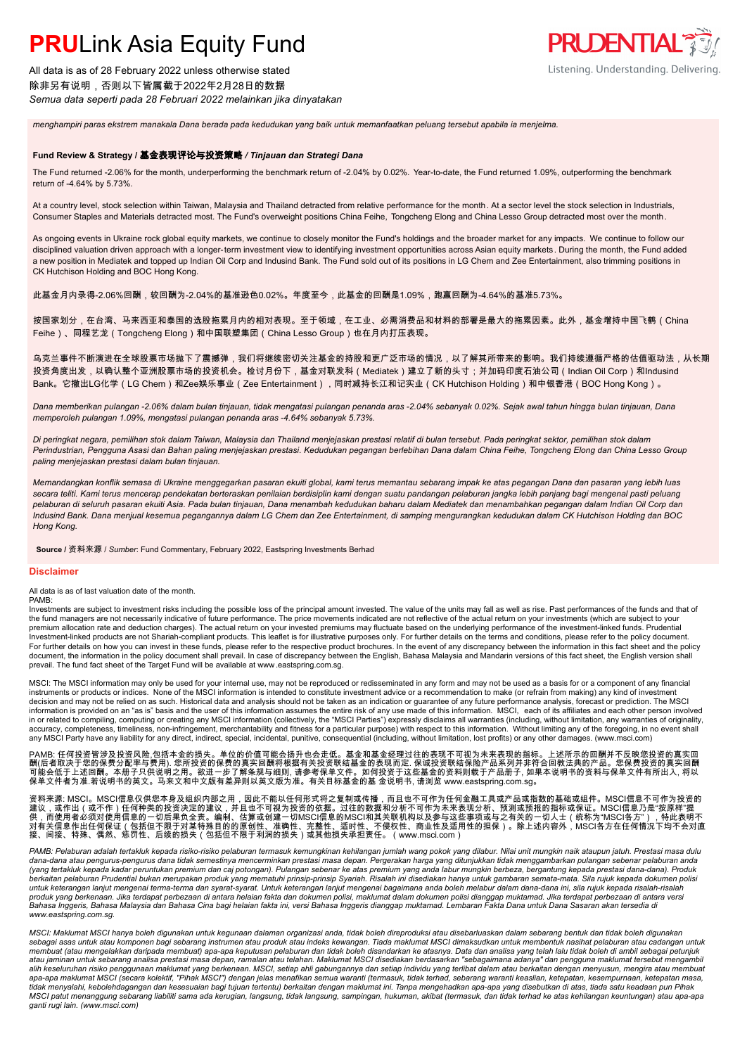*menghampiri paras ekstrem manakala Dana berada pada kedudukan yang baik untuk memanfaatkan peluang tersebut apabila ia menjelma.*

### Fund Review & Strategy / 基金表现评论与投资策略 / *Tinjauan dan Strategi Dana*

The Fund returned -2.06% for the month, underperforming the benchmark return of -2.04% by 0.02%. Year-to-date, the Fund returned 1.09%, outperforming the benchmark return of -4.64% by 5.73%.

At a country level, stock selection within Taiwan, Malaysia and Thailand detracted from relative performance for the month. At a sector level the stock selection in Industrials, Consumer Staples and Materials detracted most. The Fund's overweight positions China Feihe, Tongcheng Elong and China Lesso Group detracted most over the month.

As ongoing events in Ukraine rock global equity markets, we continue to closely monitor the Fund's holdings and the broader market for any impacts. We continue to follow our disciplined valuation driven approach with a longer-term investment view to identifying investment opportunities across Asian equity markets. During the month, the Fund added a new position in Mediatek and topped up Indian Oil Corp and Indusind Bank. The Fund sold out of its positions in LG Chem and Zee Entertainment, also trimming positions in CK Hutchison Holding and BOC Hong Kong.

此基金月内录得-2.06%回酬，较回酬为-2.04%的基准逊色0.02%。年度至今，此基金的回酬是1.09%，跑赢回酬为-4.64%的基准5.73%。

按国家划分，在台湾、马来西亚和泰国的选股拖累月内的相对表现。至于领域，在工业、必需消费品和材料的部署是最大的拖累因素。此外，基金增持中国飞鹤（China Feihe）、同程艺龙（Tongcheng Elong）和中国联塑集团（China Lesso Group）也在月内打压表现。

乌克兰事件不断演进在全球股票市场抛下了震撼弹，我们将继续密切关注基金的持股和更广泛市场的情况，以了解其所带来的影响。我们持续遵循严格的估值驱动法，从长期投资角度出发，以确认整个亚洲股票市场的投资机会。检讨月份下，基金对联发科（Mediatek）建立了新的头寸；并加码印度石油公司（Indian Oil Corp）和Indusind Bank。它撤出LG化学（LG Chem）和Zee娱乐事业（Zee Entertainment），同时减持长江和记实业（CK Hutchison Holding）和中银香港（BOC Hong Kong）。

*Dana memberikan pulangan -2.06% dalam bulan tinjauan, tidak mengatasi pulangan penanda aras -2.04% sebanyak 0.02%. Sejak awal tahun hingga bulan tinjauan, Dana memperoleh pulangan 1.09%, mengatasi pulangan penanda aras -4.64% sebanyak 5.73%.*

*Di peringkat negara, pemilihan stok dalam Taiwan, Malaysia dan Thailand menjejaskan prestasi relatif di bulan tersebut. Pada peringkat sektor, pemilihan stok dalam Perindustrian, Pengguna Asasi dan Bahan paling menjejaskan prestasi. Kedudukan pegangan berlebihan Dana dalam China Feihe, Tongcheng Elong dan China Lesso Group paling menjejaskan prestasi dalam bulan tinjauan.*

*Memandangkan konflik semasa di Ukraine menggegarkan pasaran ekuiti global, kami terus memantau sebarang impak ke atas pegangan Dana dan pasaran yang lebih luas secara teliti. Kami terus mencerap pendekatan berteraskan penilaian berdisiplin kami dengan suatu pandangan pelaburan jangka lebih panjang bagi mengenal pasti peluang pelaburan di seluruh pasaran ekuiti Asia. Pada bulan tinjauan, Dana menambah kedudukan baharu dalam Mediatek dan menambahkan pegangan dalam Indian Oil Corp dan Indusind Bank. Dana menjual kesemua pegangannya dalam LG Chem dan Zee Entertainment, di samping mengurangkan kedudukan dalam CK Hutchison Holding dan BOC Hong Kong.*

**Source** / 资料来源 / *Sumber*: Fund Commentary, February 2022, Eastspring Investments Berhad

## Disclaimer

All data is as of last valuation date of the month.
PAMB:
Investments are subject to investment risks including the possible loss of the principal amount invested. The value of the units may fall as well as rise. Past performances of the funds and that of the fund managers are not necessarily indicative of future performance. The price movements indicated are not reflective of the actual return on your investments (which are subject to your premium allocation rate and deduction charges). The actual return on your invested premiums may fluctuate based on the underlying performance of the investment-linked funds. Prudential Investment-linked products are not Shariah-compliant products. This leaflet is for illustrative purposes only. For further details on the terms and conditions, please refer to the policy document. For further details on how you can invest in these funds, please refer to the respective product brochures. In the event of any discrepancy between the information in this fact sheet and the policy document, the information in the policy document shall prevail. In case of discrepancy between the English, Bahasa Malaysia and Mandarin versions of this fact sheet, the English version shall prevail. The fund fact sheet of the Target Fund will be available at www.eastspring.com.sg.

MSCI: The MSCI information may only be used for your internal use, may not be reproduced or redisseminated in any form and may not be used as a basis for or a component of any financial instruments or products or indices. None of the MSCI information is intended to constitute investment advice or a recommendation to make (or refrain from making) any kind of investment decision and may not be relied on as such. Historical data and analysis should not be taken as an indication or guarantee of any future performance analysis, forecast or prediction. The MSCI information is provided on an "as is" basis and the user of this information assumes the entire risk of any use made of this information. MSCI, each of its affiliates and each other person involved in or related to compiling, computing or creating any MSCI information (collectively, the "MSCI Parties") expressly disclaims all warranties (including, without limitation, any warranties of originality, accuracy, completeness, timeliness, non-infringement, merchantability and fitness for a particular purpose) with respect to this information. Without limiting any of the foregoing, in no event shall any MSCI Party have any liability for any direct, indirect, special, incidental, punitive, consequential (including, without limitation, lost profits) or any other damages. (www.msci.com)

PAMB: 任何投资皆涉及投资风险,包括本金的损失。单位的价值可能会扬升也会走低。基金和基金经理过往的表现不可视为未来表现的指标。上述所示的回酬并不反映您投资的真实回酬(后者取决于您的保费分配率与费用). 您所投资的保费的真实回酬将根据有关投资联结基金的表现而定. 保诚投资联结保险产品系列并非符合回教法典的产品。您保费投资的真实回酬可能会低于上述回酬。本册子只供说明之用。欲进一步了解条规与细则，请参考保单文件。如何投资于这些基金的资料则载于产品册子, 如果本说明书的资料与保单文件有所出入, 将以保单文件者为准.若说明书的英文。马来文和中文版有差异则以英文版为准。有关目标基金的基 金说明书, 请浏览 www.eastspring.com.sg。

资料来源: MSCI。MSCI信息仅供您本身及组织内部之用，因此不能以任何形式将之复制或传播，而且也不可作为任何金融工具或产品或指数的基础或组件。MSCI信息不可作为投资的建议，或作出（或不作）任何种类的投资决定的建议，并且也不可视为投资的依据。过往的数据和分析不可作为未来表现分析、预测或预报的指标或保证。MSCI信息乃是"按原样"提供，而使用者必须对使用信息的一切后果负全责。编制、估算或创建一切MSCI信息的MSCI和其关联机构以及参与这些事项或与之有关的一切人士（统称为"MSCI各方"），特此表明不对有关信息作出任何保证（包括但不限于对某特殊目的的原创性、准确性、完整性、适时性、不侵权性、商业性及适用性的担保）。除上述内容外，MSCI各方在任何情况下均不会对直接、间接、特殊、偶然、惩罚性、后续的损失（包括但不限于利润的损失）或其他损失承担责任。（www.msci.com）

*PAMB: Pelaburan adalah tertakluk kepada risiko-risiko pelaburan termasuk kemungkinan kehilangan jumlah wang pokok yang dilabur. Nilai unit mungkin naik ataupun jatuh. Prestasi masa dulu dana-dana atau pengurus-pengurus dana tidak semestinya mencerminkan prestasi masa depan. Pergerakan harga yang ditunjukkan tidak menggambarkan pulangan sebenar pelaburan anda (yang tertakluk kepada kadar peruntukan premium dan caj potongan). Pulangan sebenar ke atas premium yang anda labur mungkin berbeza, bergantung kepada prestasi dana-dana). Produk berkaitan pelaburan Prudential bukan merupakan produk yang mematuhi prinsip-prinsip Syariah. Risalah ini disediakan hanya untuk gambaran semata-mata. Sila rujuk kepada dokumen polisi untuk keterangan lanjut mengenai terma-terma dan syarat-syarat. Untuk keterangan lanjut mengenai bagaimana anda boleh melabur dalam dana-dana ini, sila rujuk kepada risalah-risalah produk yang berkenaan. Jika terdapat perbezaan di antara helaian fakta dan dokumen polisi, maklumat dalam dokumen polisi dianggap muktamad. Jika terdapat perbezaan di antara versi Bahasa Inggeris, Bahasa Malaysia dan Bahasa Cina bagi helaian fakta ini, versi Bahasa Inggeris dianggap muktamad. Lembaran Fakta Dana untuk Dana Sasaran akan tersedia di www.eastspring.com.sg.*

*MSCI: Maklumat MSCI hanya boleh digunakan untuk kegunaan dalaman organizasi anda, tidak boleh direproduksi atau disebarluaskan dalam sebarang bentuk dan tidak boleh digunakan sebagai asas untuk atau komponen bagi sebarang instrumen atau produk atau indeks kewangan. Tiada maklumat MSCI dimaksudkan untuk membentuk nasihat pelaburan atau cadangan untuk membuat (atau mengelakkan daripada membuat) apa-apa keputusan pelaburan dan tidak boleh disandarkan ke atasnya. Data dan analisa yang telah lalu tidak boleh di ambil sebagai petunjuk atau jaminan untuk sebarang analisa prestasi masa depan, ramalan atau telahan. Maklumat MSCI disediakan berdasarkan "sebagaimana adanya" dan pengguna maklumat tersebut mengambil alih keseluruhan risiko penggunaan maklumat yang berkenaan. MSCI, setiap ahli gabungannya dan setiap individu yang terlibat dalam atau berkaitan dengan menyusun, mengira atau membuat apa-apa maklumat MSCI (secara kolektif, "Pihak MSCI") dengan jelas menafikan semua waranti (termasuk, tidak terhad, sebarang waranti keaslian, ketepatan, kesempurnaan, ketepatan masa, tidak menyalahi, kebolehdagangan dan kesesuaian bagi tujuan tertentu) berkaitan dengan maklumat ini. Tanpa mengehadkan apa-apa yang disebutkan di atas, tiada satu keadaan pun Pihak MSCI patut menanggung sebarang liabiliti sama ada kerugian, langsung, tidak langsung, sampingan, hukuman, akibat (termasuk, dan tidak terhad ke atas kehilangan keuntungan) atau apa-apa ganti rugi lain. (www.msci.com)*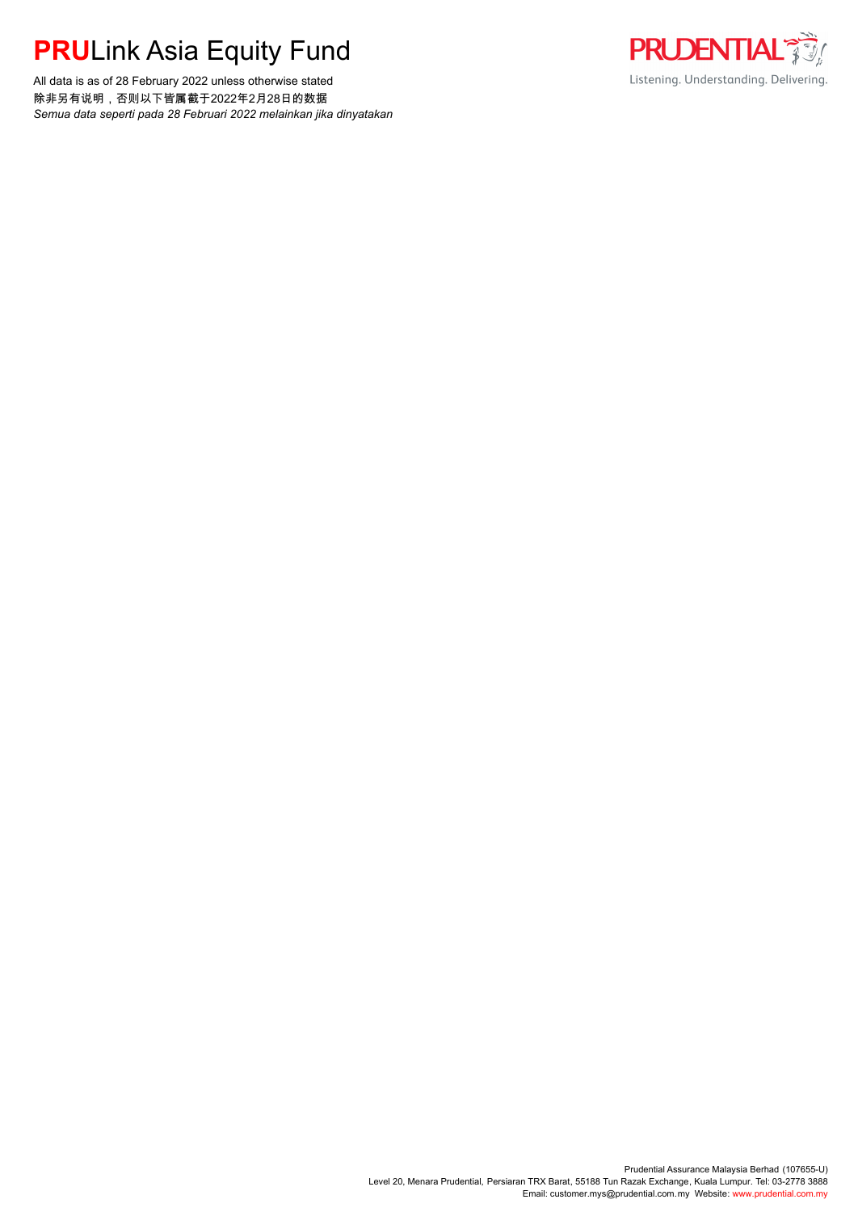# **PRU**Link Asia Equity Fund

All data is as of 28 February 2022 unless otherwise stated
除非另有说明，否则以下皆属截于2022年2月28日的数据
*Semua data seperti pada 28 Februari 2022 melainkan jika dinyatakan*

PRUDENTIAL
Listening. Understanding. Delivering.

Prudential Assurance Malaysia Berhad (107655-U)
Level 20, Menara Prudential, Persiaran TRX Barat, 55188 Tun Razak Exchange, Kuala Lumpur. Tel: 03-2778 3888
Email: customer.mys@prudential.com.my Website: www.prudential.com.my